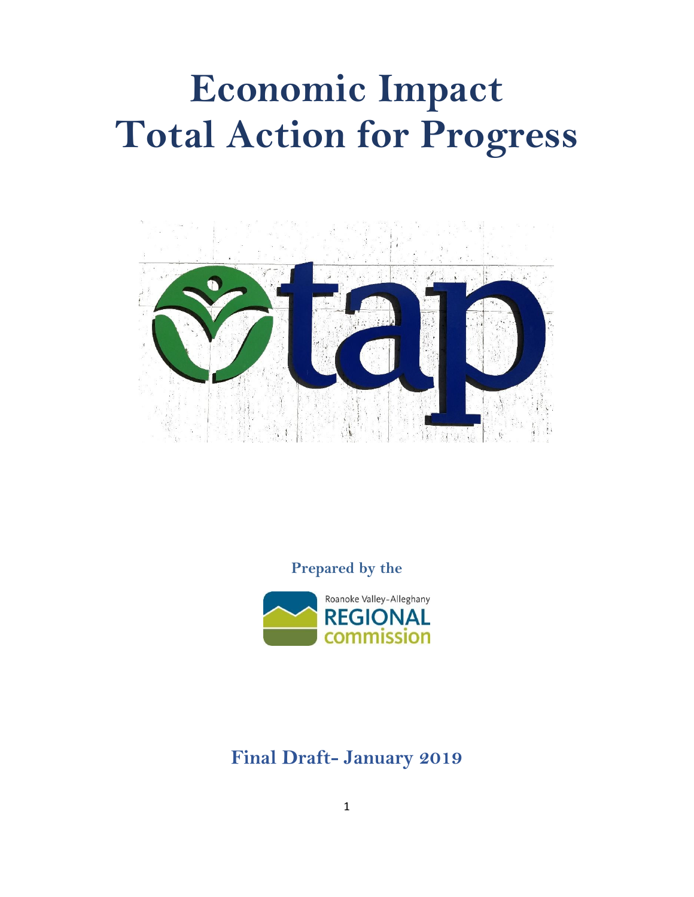# Economic Impact
# Total Action for Progress

**Prepared by the**

Roanoke Valley-Alleghany REGIONAL commission

## Final Draft- January 2019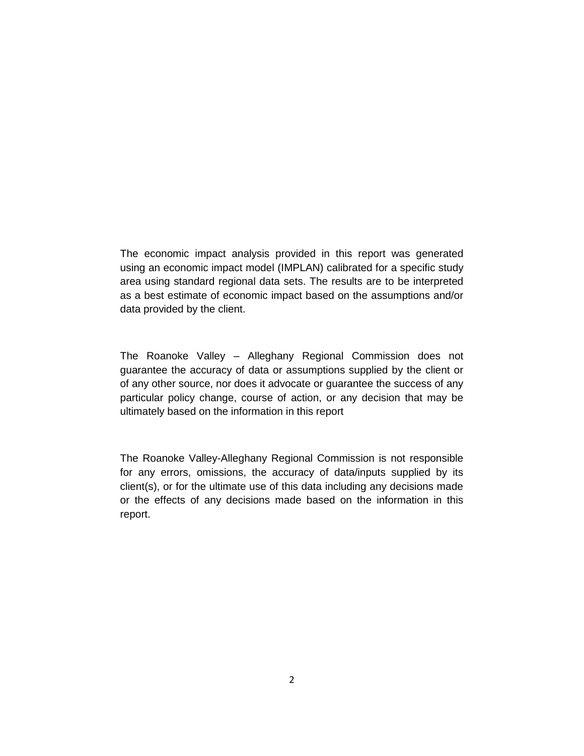The economic impact analysis provided in this report was generated using an economic impact model (IMPLAN) calibrated for a specific study area using standard regional data sets. The results are to be interpreted as a best estimate of economic impact based on the assumptions and/or data provided by the client.

The Roanoke Valley – Alleghany Regional Commission does not guarantee the accuracy of data or assumptions supplied by the client or of any other source, nor does it advocate or guarantee the success of any particular policy change, course of action, or any decision that may be ultimately based on the information in this report

The Roanoke Valley-Alleghany Regional Commission is not responsible for any errors, omissions, the accuracy of data/inputs supplied by its client(s), or for the ultimate use of this data including any decisions made or the effects of any decisions made based on the information in this report.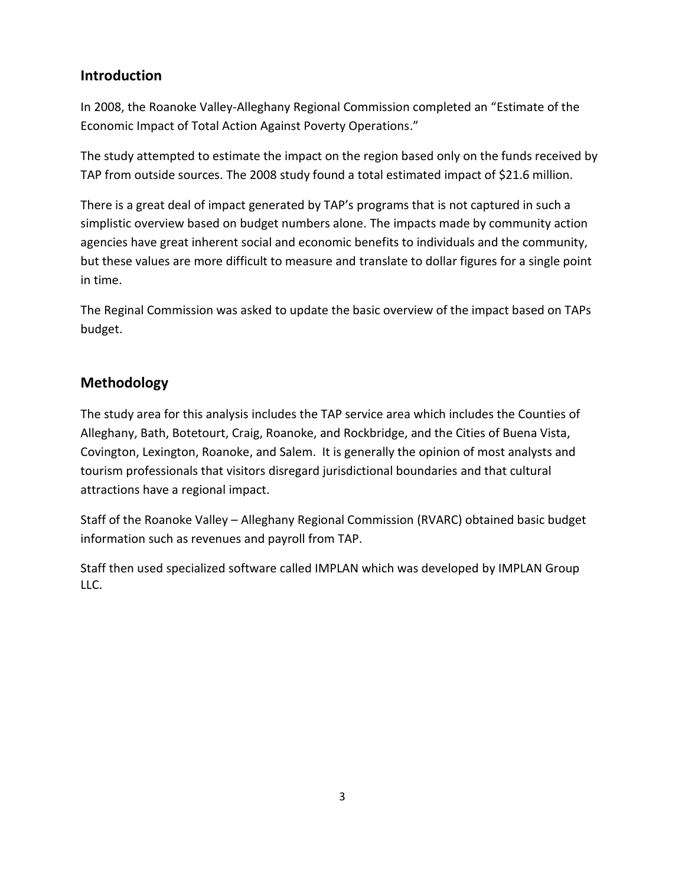## Introduction

In 2008, the Roanoke Valley-Alleghany Regional Commission completed an "Estimate of the Economic Impact of Total Action Against Poverty Operations."

The study attempted to estimate the impact on the region based only on the funds received by TAP from outside sources. The 2008 study found a total estimated impact of $21.6 million.

There is a great deal of impact generated by TAP's programs that is not captured in such a simplistic overview based on budget numbers alone. The impacts made by community action agencies have great inherent social and economic benefits to individuals and the community, but these values are more difficult to measure and translate to dollar figures for a single point in time.

The Reginal Commission was asked to update the basic overview of the impact based on TAPs budget.

## Methodology

The study area for this analysis includes the TAP service area which includes the Counties of Alleghany, Bath, Botetourt, Craig, Roanoke, and Rockbridge, and the Cities of Buena Vista, Covington, Lexington, Roanoke, and Salem. It is generally the opinion of most analysts and tourism professionals that visitors disregard jurisdictional boundaries and that cultural attractions have a regional impact.

Staff of the Roanoke Valley – Alleghany Regional Commission (RVARC) obtained basic budget information such as revenues and payroll from TAP.

Staff then used specialized software called IMPLAN which was developed by IMPLAN Group LLC.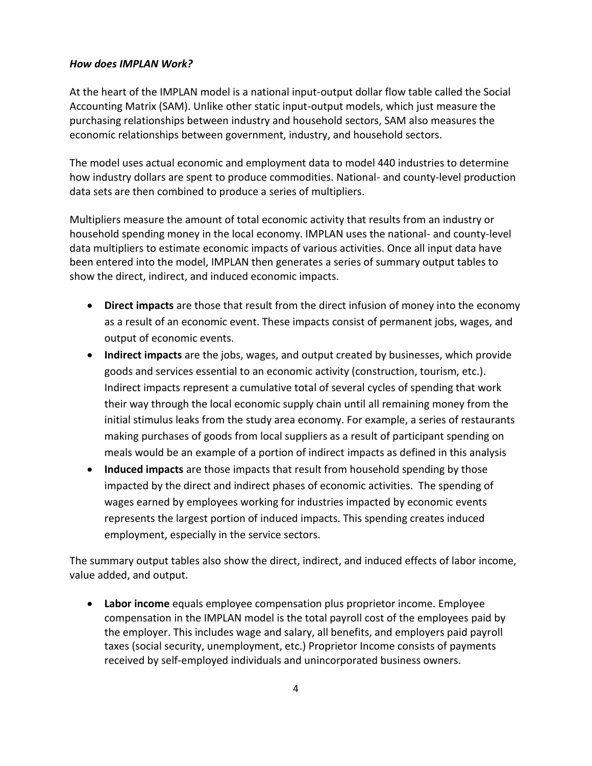***How does IMPLAN Work?***

At the heart of the IMPLAN model is a national input-output dollar flow table called the Social Accounting Matrix (SAM). Unlike other static input-output models, which just measure the purchasing relationships between industry and household sectors, SAM also measures the economic relationships between government, industry, and household sectors.

The model uses actual economic and employment data to model 440 industries to determine how industry dollars are spent to produce commodities. National- and county-level production data sets are then combined to produce a series of multipliers.

Multipliers measure the amount of total economic activity that results from an industry or household spending money in the local economy. IMPLAN uses the national- and county-level data multipliers to estimate economic impacts of various activities. Once all input data have been entered into the model, IMPLAN then generates a series of summary output tables to show the direct, indirect, and induced economic impacts.

- **Direct impacts** are those that result from the direct infusion of money into the economy as a result of an economic event. These impacts consist of permanent jobs, wages, and output of economic events.
- **Indirect impacts** are the jobs, wages, and output created by businesses, which provide goods and services essential to an economic activity (construction, tourism, etc.). Indirect impacts represent a cumulative total of several cycles of spending that work their way through the local economic supply chain until all remaining money from the initial stimulus leaks from the study area economy. For example, a series of restaurants making purchases of goods from local suppliers as a result of participant spending on meals would be an example of a portion of indirect impacts as defined in this analysis
- **Induced impacts** are those impacts that result from household spending by those impacted by the direct and indirect phases of economic activities. The spending of wages earned by employees working for industries impacted by economic events represents the largest portion of induced impacts. This spending creates induced employment, especially in the service sectors.

The summary output tables also show the direct, indirect, and induced effects of labor income, value added, and output.

- **Labor income** equals employee compensation plus proprietor income. Employee compensation in the IMPLAN model is the total payroll cost of the employees paid by the employer. This includes wage and salary, all benefits, and employers paid payroll taxes (social security, unemployment, etc.) Proprietor Income consists of payments received by self-employed individuals and unincorporated business owners.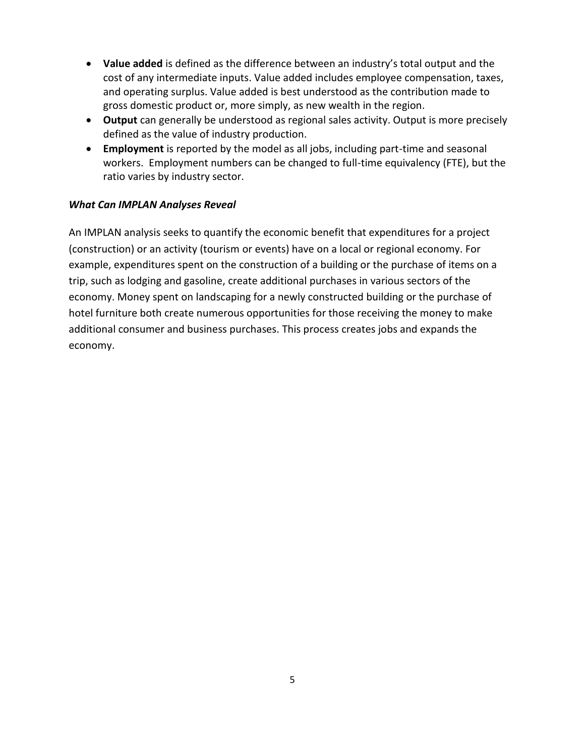- **Value added** is defined as the difference between an industry's total output and the cost of any intermediate inputs. Value added includes employee compensation, taxes, and operating surplus. Value added is best understood as the contribution made to gross domestic product or, more simply, as new wealth in the region.
- **Output** can generally be understood as regional sales activity. Output is more precisely defined as the value of industry production.
- **Employment** is reported by the model as all jobs, including part-time and seasonal workers. Employment numbers can be changed to full-time equivalency (FTE), but the ratio varies by industry sector.

### ***What Can IMPLAN Analyses Reveal***

An IMPLAN analysis seeks to quantify the economic benefit that expenditures for a project (construction) or an activity (tourism or events) have on a local or regional economy. For example, expenditures spent on the construction of a building or the purchase of items on a trip, such as lodging and gasoline, create additional purchases in various sectors of the economy. Money spent on landscaping for a newly constructed building or the purchase of hotel furniture both create numerous opportunities for those receiving the money to make additional consumer and business purchases. This process creates jobs and expands the economy.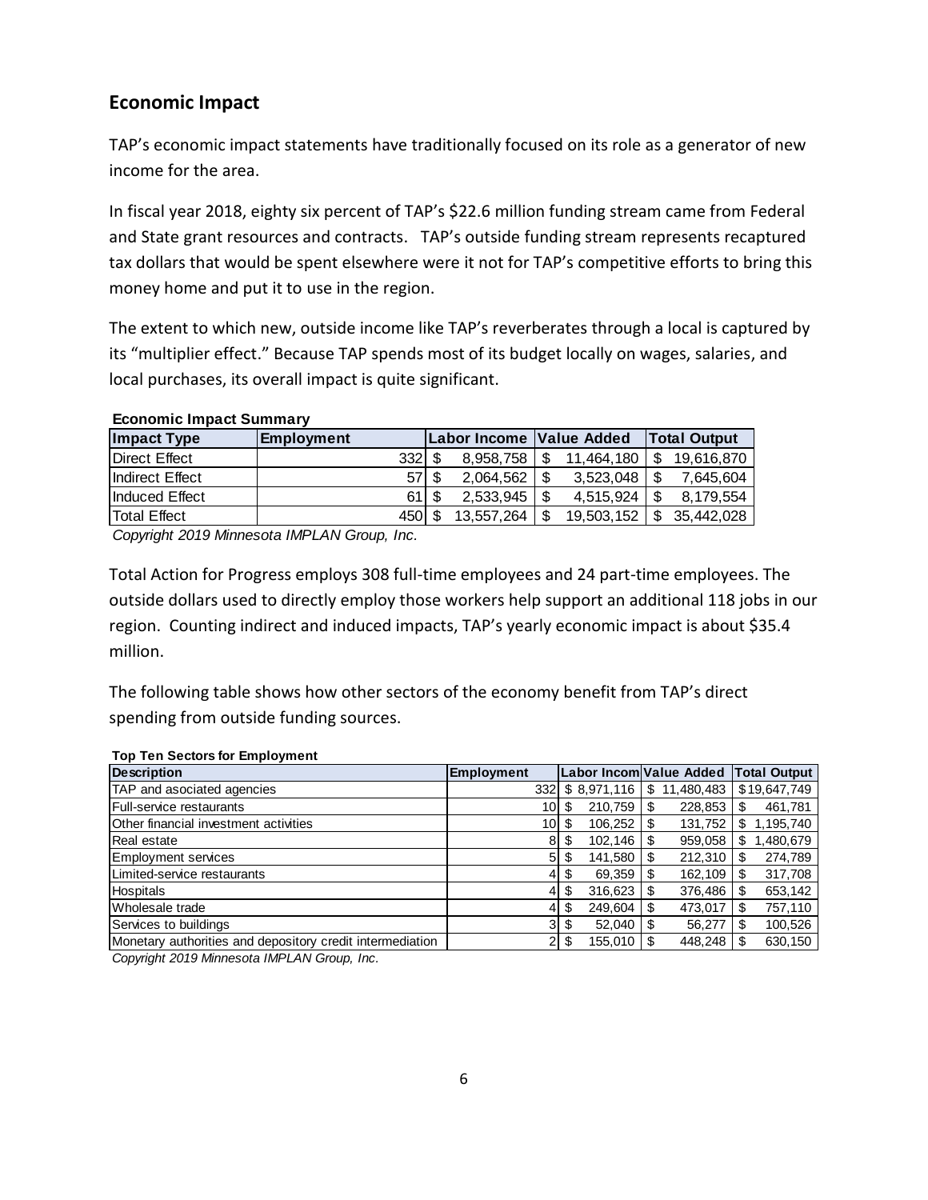## Economic Impact

TAP's economic impact statements have traditionally focused on its role as a generator of new income for the area.

In fiscal year 2018, eighty six percent of TAP's $22.6 million funding stream came from Federal and State grant resources and contracts. TAP's outside funding stream represents recaptured tax dollars that would be spent elsewhere were it not for TAP's competitive efforts to bring this money home and put it to use in the region.

The extent to which new, outside income like TAP's reverberates through a local is captured by its "multiplier effect." Because TAP spends most of its budget locally on wages, salaries, and local purchases, its overall impact is quite significant.

**Economic Impact Summary**

| Impact Type | Employment | Labor Income | Value Added | Total Output |
|---|---|---|---|---|
| Direct Effect | 332 | $ 8,958,758 | $ 11,464,180 | $ 19,616,870 |
| Indirect Effect | 57 | $ 2,064,562 | $ 3,523,048 | $ 7,645,604 |
| Induced Effect | 61 | $ 2,533,945 | $ 4,515,924 | $ 8,179,554 |
| Total Effect | 450 | $ 13,557,264 | $ 19,503,152 | $ 35,442,028 |

*Copyright 2019 Minnesota IMPLAN Group, Inc.*

Total Action for Progress employs 308 full-time employees and 24 part-time employees. The outside dollars used to directly employ those workers help support an additional 118 jobs in our region. Counting indirect and induced impacts, TAP's yearly economic impact is about $35.4 million.

The following table shows how other sectors of the economy benefit from TAP's direct spending from outside funding sources.

**Top Ten Sectors for Employment**

| Description | Employment | Labor Incom | Value Added | Total Output |
|---|---|---|---|---|
| TAP and asociated agencies | 332 | $ 8,971,116 | $ 11,480,483 | $19,647,749 |
| Full-service restaurants | 10 | $ 210,759 | $ 228,853 | $ 461,781 |
| Other financial investment activities | 10 | $ 106,252 | $ 131,752 | $ 1,195,740 |
| Real estate | 8 | $ 102,146 | $ 959,058 | $ 1,480,679 |
| Employment services | 5 | $ 141,580 | $ 212,310 | $ 274,789 |
| Limited-service restaurants | 4 | $ 69,359 | $ 162,109 | $ 317,708 |
| Hospitals | 4 | $ 316,623 | $ 376,486 | $ 653,142 |
| Wholesale trade | 4 | $ 249,604 | $ 473,017 | $ 757,110 |
| Services to buildings | 3 | $ 52,040 | $ 56,277 | $ 100,526 |
| Monetary authorities and depository credit intermediation | 2 | $ 155,010 | $ 448,248 | $ 630,150 |

*Copyright 2019 Minnesota IMPLAN Group, Inc.*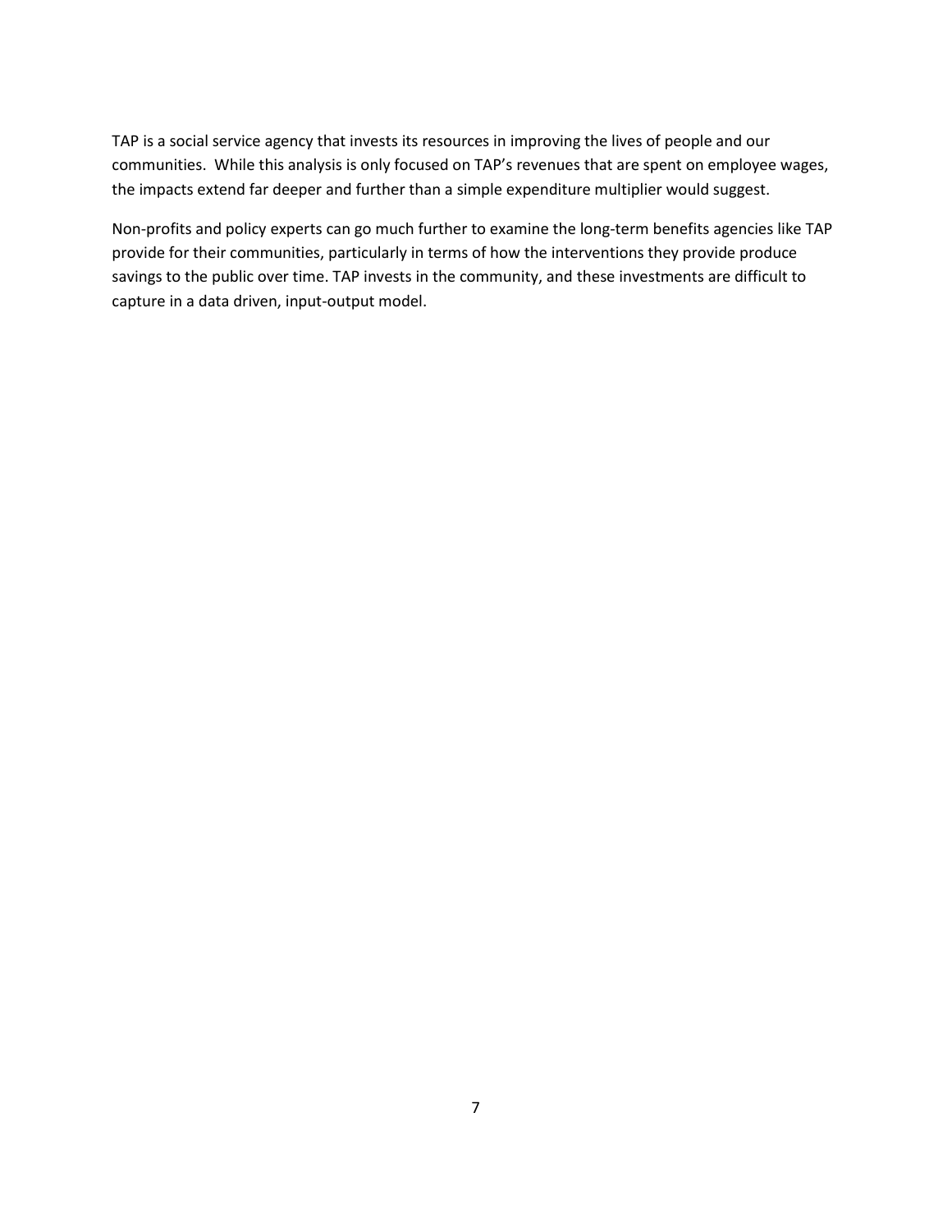TAP is a social service agency that invests its resources in improving the lives of people and our communities.  While this analysis is only focused on TAP's revenues that are spent on employee wages, the impacts extend far deeper and further than a simple expenditure multiplier would suggest.

Non-profits and policy experts can go much further to examine the long-term benefits agencies like TAP provide for their communities, particularly in terms of how the interventions they provide produce savings to the public over time. TAP invests in the community, and these investments are difficult to capture in a data driven, input-output model.